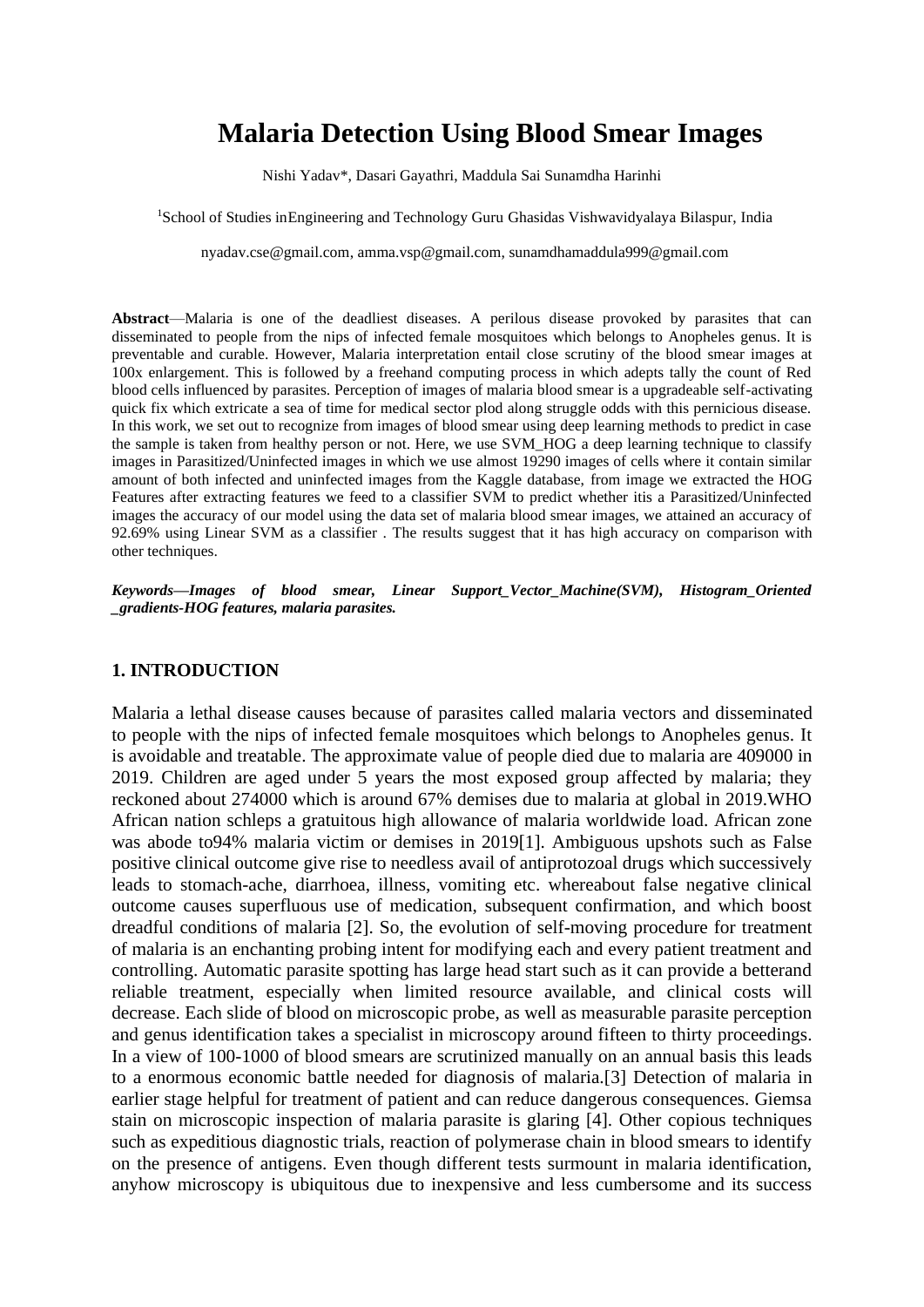# Malaria Detection Using Blood Smear Images

Nishi Yadav*, Dasari Gayathri, Maddula Sai Sunamdha Harinhi

[1]School of Studies inEngineering and Technology Guru Ghasidas Vishwavidyalaya Bilaspur, India

nyadav.cse@gmail.com, amma.vsp@gmail.com, sunamdhamaddula999@gmail.com

**Abstract**—Malaria is one of the deadliest diseases. A perilous disease provoked by parasites that can disseminated to people from the nips of infected female mosquitoes which belongs to Anopheles genus. It is preventable and curable. However, Malaria interpretation entail close scrutiny of the blood smear images at 100x enlargement. This is followed by a freehand computing process in which adepts tally the count of Red blood cells influenced by parasites. Perception of images of malaria blood smear is a upgradeable self-activating quick fix which extricate a sea of time for medical sector plod along struggle odds with this pernicious disease. In this work, we set out to recognize from images of blood smear using deep learning methods to predict in case the sample is taken from healthy person or not. Here, we use SVM_HOG a deep learning technique to classify images in Parasitized/Uninfected images in which we use almost 19290 images of cells where it contain similar amount of both infected and uninfected images from the Kaggle database, from image we extracted the HOG Features after extracting features we feed to a classifier SVM to predict whether itis a Parasitized/Uninfected images the accuracy of our model using the data set of malaria blood smear images, we attained an accuracy of 92.69% using Linear SVM as a classifier . The results suggest that it has high accuracy on comparison with other techniques.

***Keywords—Images of blood smear, Linear Support_Vector_Machine(SVM), Histogram_Oriented _gradients-HOG features, malaria parasites.***

## 1. INTRODUCTION

Malaria a lethal disease causes because of parasites called malaria vectors and disseminated to people with the nips of infected female mosquitoes which belongs to Anopheles genus. It is avoidable and treatable. The approximate value of people died due to malaria are 409000 in 2019. Children are aged under 5 years the most exposed group affected by malaria; they reckoned about 274000 which is around 67% demises due to malaria at global in 2019.WHO African nation schleps a gratuitous high allowance of malaria worldwide load. African zone was abode to94% malaria victim or demises in 2019[1]. Ambiguous upshots such as False positive clinical outcome give rise to needless avail of antiprotozoal drugs which successively leads to stomach-ache, diarrhoea, illness, vomiting etc. whereabout false negative clinical outcome causes superfluous use of medication, subsequent confirmation, and which boost dreadful conditions of malaria [2]. So, the evolution of self-moving procedure for treatment of malaria is an enchanting probing intent for modifying each and every patient treatment and controlling. Automatic parasite spotting has large head start such as it can provide a betterand reliable treatment, especially when limited resource available, and clinical costs will decrease. Each slide of blood on microscopic probe, as well as measurable parasite perception and genus identification takes a specialist in microscopy around fifteen to thirty proceedings. In a view of 100-1000 of blood smears are scrutinized manually on an annual basis this leads to a enormous economic battle needed for diagnosis of malaria.[3] Detection of malaria in earlier stage helpful for treatment of patient and can reduce dangerous consequences. Giemsa stain on microscopic inspection of malaria parasite is glaring [4]. Other copious techniques such as expeditious diagnostic trials, reaction of polymerase chain in blood smears to identify on the presence of antigens. Even though different tests surmount in malaria identification, anyhow microscopy is ubiquitous due to inexpensive and less cumbersome and its success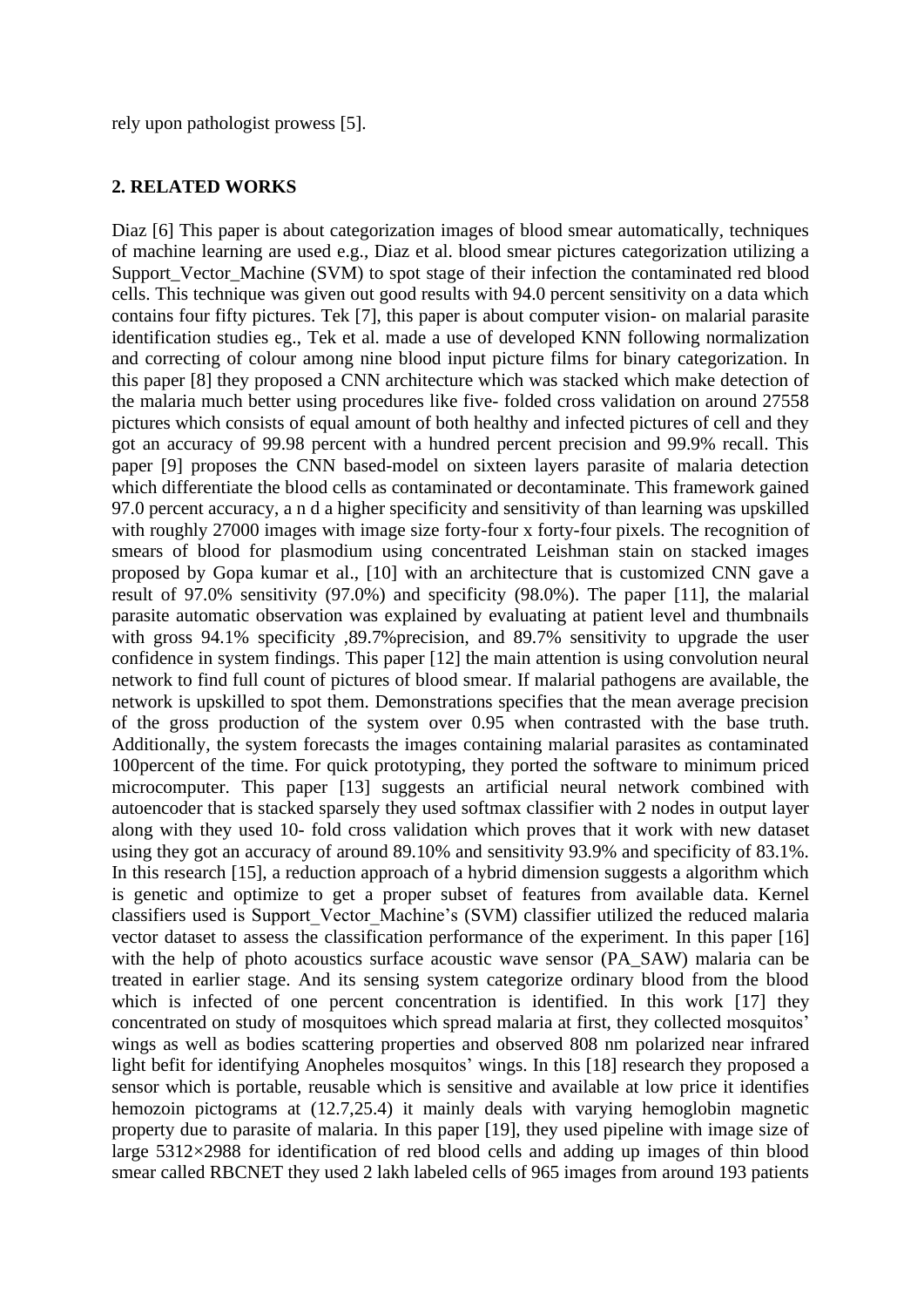rely upon pathologist prowess [5].

## 2. RELATED WORKS

Diaz [6] This paper is about categorization images of blood smear automatically, techniques of machine learning are used e.g., Diaz et al. blood smear pictures categorization utilizing a Support_Vector_Machine (SVM) to spot stage of their infection the contaminated red blood cells. This technique was given out good results with 94.0 percent sensitivity on a data which contains four fifty pictures. Tek [7], this paper is about computer vision- on malarial parasite identification studies eg., Tek et al. made a use of developed KNN following normalization and correcting of colour among nine blood input picture films for binary categorization. In this paper [8] they proposed a CNN architecture which was stacked which make detection of the malaria much better using procedures like five- folded cross validation on around 27558 pictures which consists of equal amount of both healthy and infected pictures of cell and they got an accuracy of 99.98 percent with a hundred percent precision and 99.9% recall. This paper [9] proposes the CNN based-model on sixteen layers parasite of malaria detection which differentiate the blood cells as contaminated or decontaminate. This framework gained 97.0 percent accuracy, a n d a higher specificity and sensitivity of than learning was upskilled with roughly 27000 images with image size forty-four x forty-four pixels. The recognition of smears of blood for plasmodium using concentrated Leishman stain on stacked images proposed by Gopa kumar et al., [10] with an architecture that is customized CNN gave a result of 97.0% sensitivity (97.0%) and specificity (98.0%). The paper [11], the malarial parasite automatic observation was explained by evaluating at patient level and thumbnails with gross 94.1% specificity ,89.7%precision, and 89.7% sensitivity to upgrade the user confidence in system findings. This paper [12] the main attention is using convolution neural network to find full count of pictures of blood smear. If malarial pathogens are available, the network is upskilled to spot them. Demonstrations specifies that the mean average precision of the gross production of the system over 0.95 when contrasted with the base truth. Additionally, the system forecasts the images containing malarial parasites as contaminated 100percent of the time. For quick prototyping, they ported the software to minimum priced microcomputer. This paper [13] suggests an artificial neural network combined with autoencoder that is stacked sparsely they used softmax classifier with 2 nodes in output layer along with they used 10- fold cross validation which proves that it work with new dataset using they got an accuracy of around 89.10% and sensitivity 93.9% and specificity of 83.1%. In this research [15], a reduction approach of a hybrid dimension suggests a algorithm which is genetic and optimize to get a proper subset of features from available data. Kernel classifiers used is Support_Vector_Machine's (SVM) classifier utilized the reduced malaria vector dataset to assess the classification performance of the experiment. In this paper [16] with the help of photo acoustics surface acoustic wave sensor (PA_SAW) malaria can be treated in earlier stage. And its sensing system categorize ordinary blood from the blood which is infected of one percent concentration is identified. In this work [17] they concentrated on study of mosquitoes which spread malaria at first, they collected mosquitos' wings as well as bodies scattering properties and observed 808 nm polarized near infrared light befit for identifying Anopheles mosquitos' wings. In this [18] research they proposed a sensor which is portable, reusable which is sensitive and available at low price it identifies hemozoin pictograms at (12.7,25.4) it mainly deals with varying hemoglobin magnetic property due to parasite of malaria. In this paper [19], they used pipeline with image size of large 5312×2988 for identification of red blood cells and adding up images of thin blood smear called RBCNET they used 2 lakh labeled cells of 965 images from around 193 patients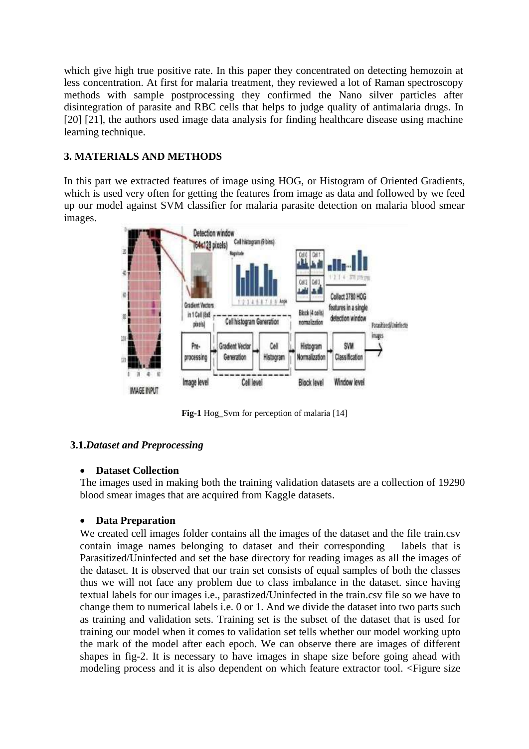which give high true positive rate. In this paper they concentrated on detecting hemozoin at less concentration. At first for malaria treatment, they reviewed a lot of Raman spectroscopy methods with sample postprocessing they confirmed the Nano silver particles after disintegration of parasite and RBC cells that helps to judge quality of antimalaria drugs. In [20] [21], the authors used image data analysis for finding healthcare disease using machine learning technique.

## 3. MATERIALS AND METHODS

In this part we extracted features of image using HOG, or Histogram of Oriented Gradients, which is used very often for getting the features from image as data and followed by we feed up our model against SVM classifier for malaria parasite detection on malaria blood smear images.

**Fig-1** Hog_Svm for perception of malaria [14]

### 3.1. *Dataset and Preprocessing*

- **Dataset Collection**

The images used in making both the training validation datasets are a collection of 19290 blood smear images that are acquired from Kaggle datasets.

- **Data Preparation**

We created cell images folder contains all the images of the dataset and the file train.csv contain image names belonging to dataset and their corresponding labels that is Parasitized/Uninfected and set the base directory for reading images as all the images of the dataset. It is observed that our train set consists of equal samples of both the classes thus we will not face any problem due to class imbalance in the dataset. since having textual labels for our images i.e., parastized/Uninfected in the train.csv file so we have to change them to numerical labels i.e. 0 or 1. And we divide the dataset into two parts such as training and validation sets. Training set is the subset of the dataset that is used for training our model when it comes to validation set tells whether our model working upto the mark of the model after each epoch. We can observe there are images of different shapes in fig-2. It is necessary to have images in shape size before going ahead with modeling process and it is also dependent on which feature extractor tool. <Figure size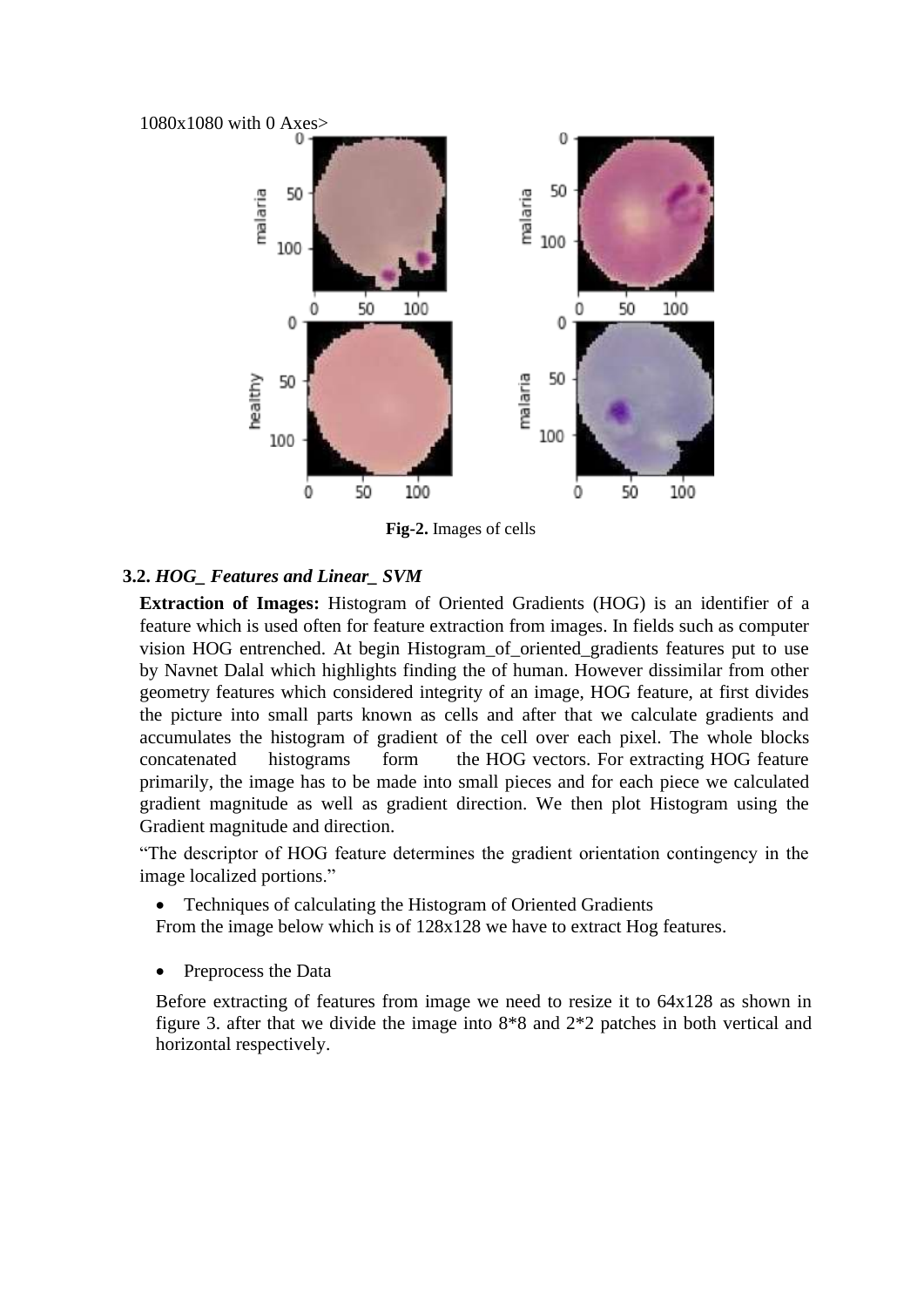1080x1080 with 0 Axes>

**Fig-2.** Images of cells

### 3.2. *HOG_ Features and Linear_ SVM*

**Extraction of Images:** Histogram of Oriented Gradients (HOG) is an identifier of a feature which is used often for feature extraction from images. In fields such as computer vision HOG entrenched. At begin Histogram_of_oriented_gradients features put to use by Navnet Dalal which highlights finding the of human. However dissimilar from other geometry features which considered integrity of an image, HOG feature, at first divides the picture into small parts known as cells and after that we calculate gradients and accumulates the histogram of gradient of the cell over each pixel. The whole blocks concatenated histograms form the HOG vectors. For extracting HOG feature primarily, the image has to be made into small pieces and for each piece we calculated gradient magnitude as well as gradient direction. We then plot Histogram using the Gradient magnitude and direction.

"The descriptor of HOG feature determines the gradient orientation contingency in the image localized portions."

- Techniques of calculating the Histogram of Oriented Gradients

From the image below which is of 128x128 we have to extract Hog features.

- Preprocess the Data

Before extracting of features from image we need to resize it to 64x128 as shown in figure 3. after that we divide the image into 8*8 and 2*2 patches in both vertical and horizontal respectively.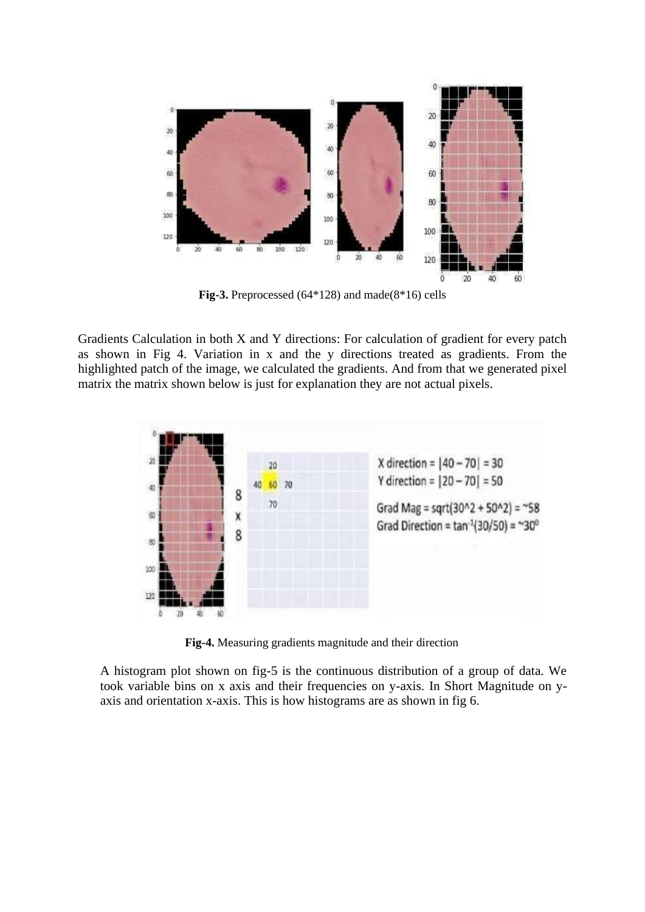**Fig-3.** Preprocessed (64*128) and made(8*16) cells

Gradients Calculation in both X and Y directions: For calculation of gradient for every patch as shown in Fig 4. Variation in x and the y directions treated as gradients. From the highlighted patch of the image, we calculated the gradients. And from that we generated pixel matrix the matrix shown below is just for explanation they are not actual pixels.

**Fig-4.** Measuring gradients magnitude and their direction

A histogram plot shown on fig-5 is the continuous distribution of a group of data. We took variable bins on x axis and their frequencies on y-axis. In Short Magnitude on y-axis and orientation x-axis. This is how histograms are as shown in fig 6.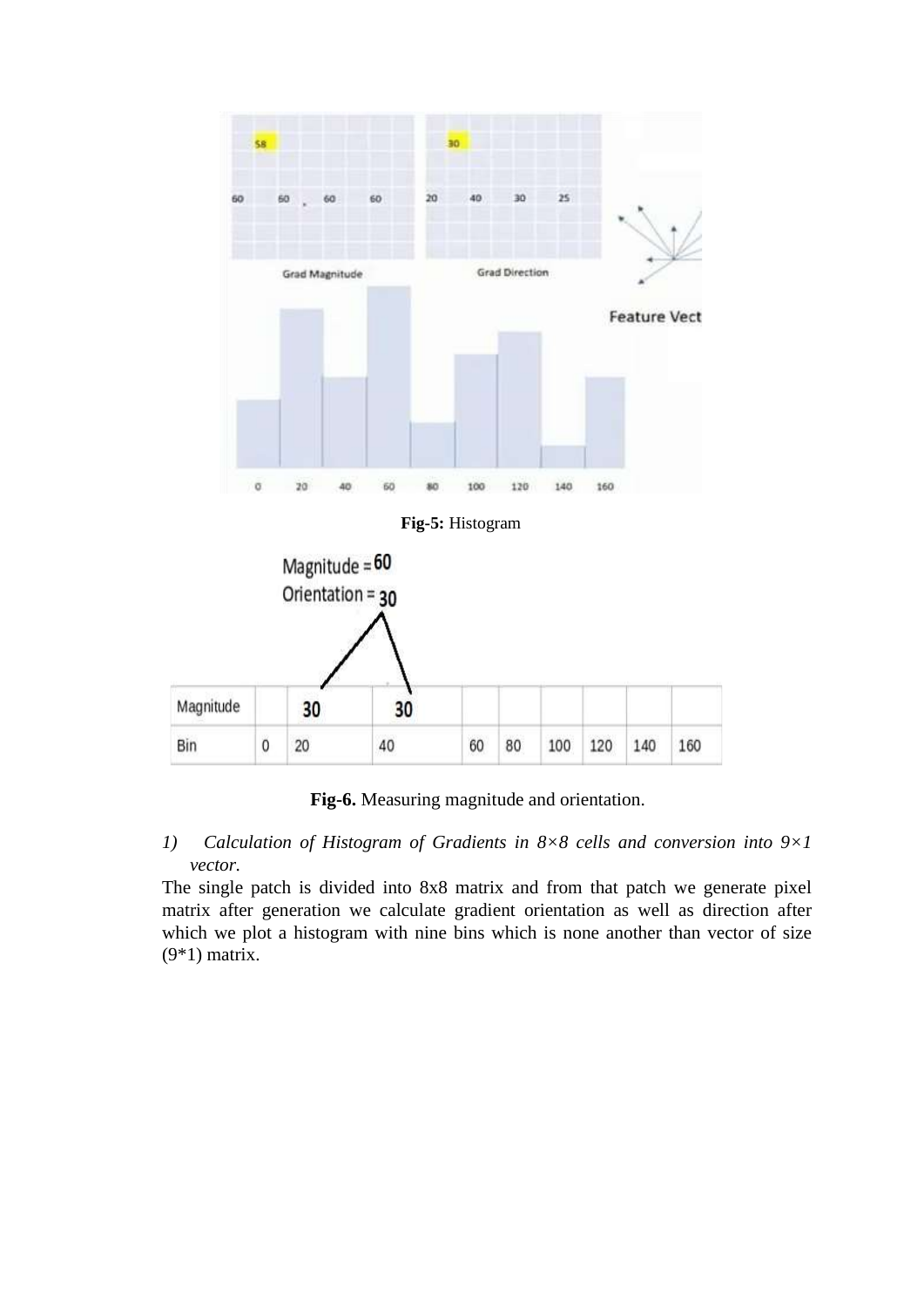**Fig-5:** Histogram

**Fig-6.** Measuring magnitude and orientation.

1) *Calculation of Histogram of Gradients in 8×8 cells and conversion into 9×1 vector.*

The single patch is divided into 8x8 matrix and from that patch we generate pixel matrix after generation we calculate gradient orientation as well as direction after which we plot a histogram with nine bins which is none another than vector of size (9*1) matrix.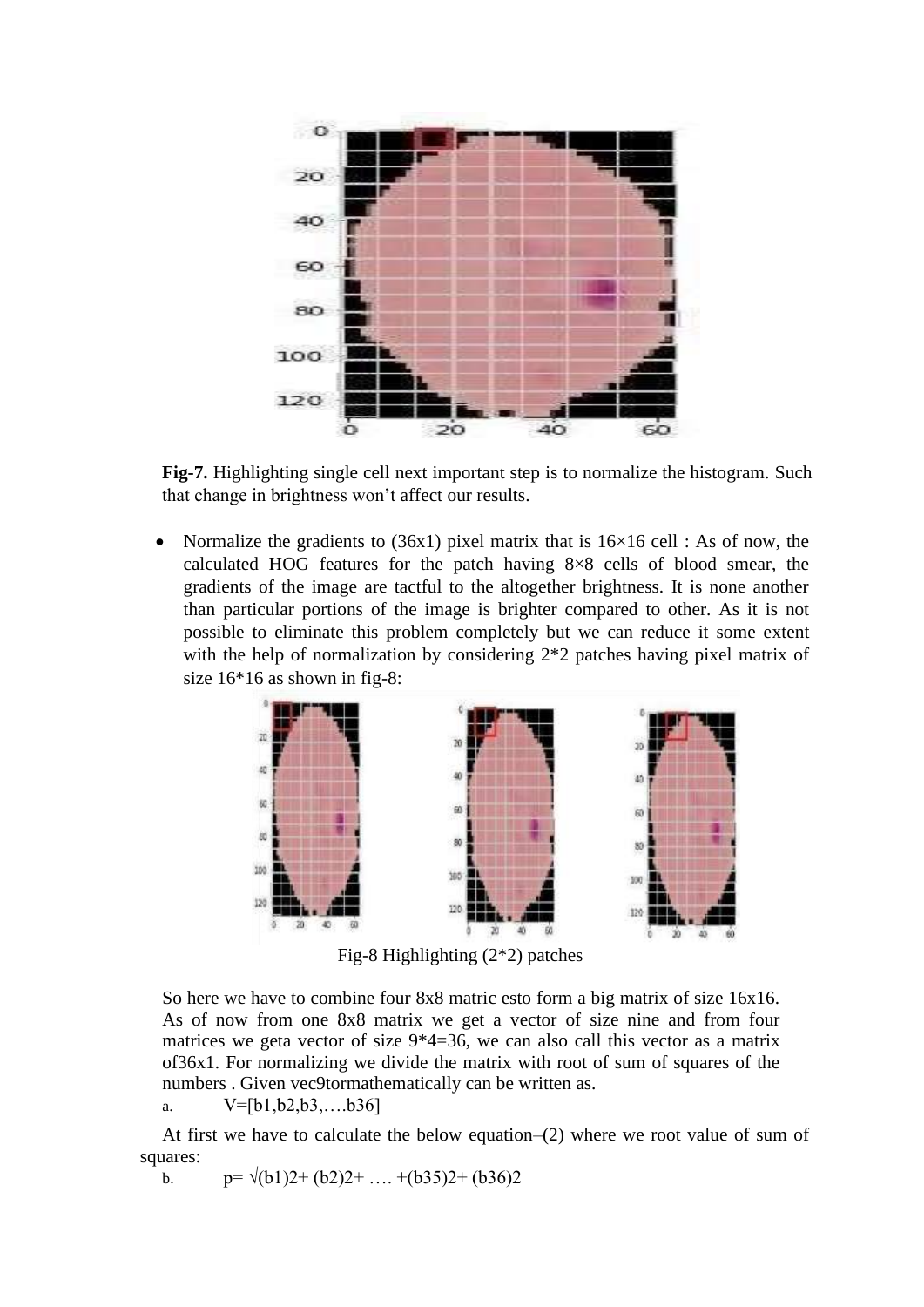**Fig-7.** Highlighting single cell next important step is to normalize the histogram. Such that change in brightness won't affect our results.

- Normalize the gradients to (36x1) pixel matrix that is 16×16 cell : As of now, the calculated HOG features for the patch having 8×8 cells of blood smear, the gradients of the image are tactful to the altogether brightness. It is none another than particular portions of the image is brighter compared to other. As it is not possible to eliminate this problem completely but we can reduce it some extent with the help of normalization by considering 2*2 patches having pixel matrix of size 16*16 as shown in fig-8:

Fig-8 Highlighting (2*2) patches

So here we have to combine four 8x8 matric esto form a big matrix of size 16x16. As of now from one 8x8 matrix we get a vector of size nine and from four matrices we geta vector of size 9*4=36, we can also call this vector as a matrix of36x1. For normalizing we divide the matrix with root of sum of squares of the numbers . Given vec9tormathematically can be written as.

a. $V=[b1,b2,b3,\ldots b36]$

At first we have to calculate the below equation–(2) where we root value of sum of squares:

b. $p= \sqrt{(b1)^2+ (b2)^2+ \ldots +(b35)^2+ (b36)^2}$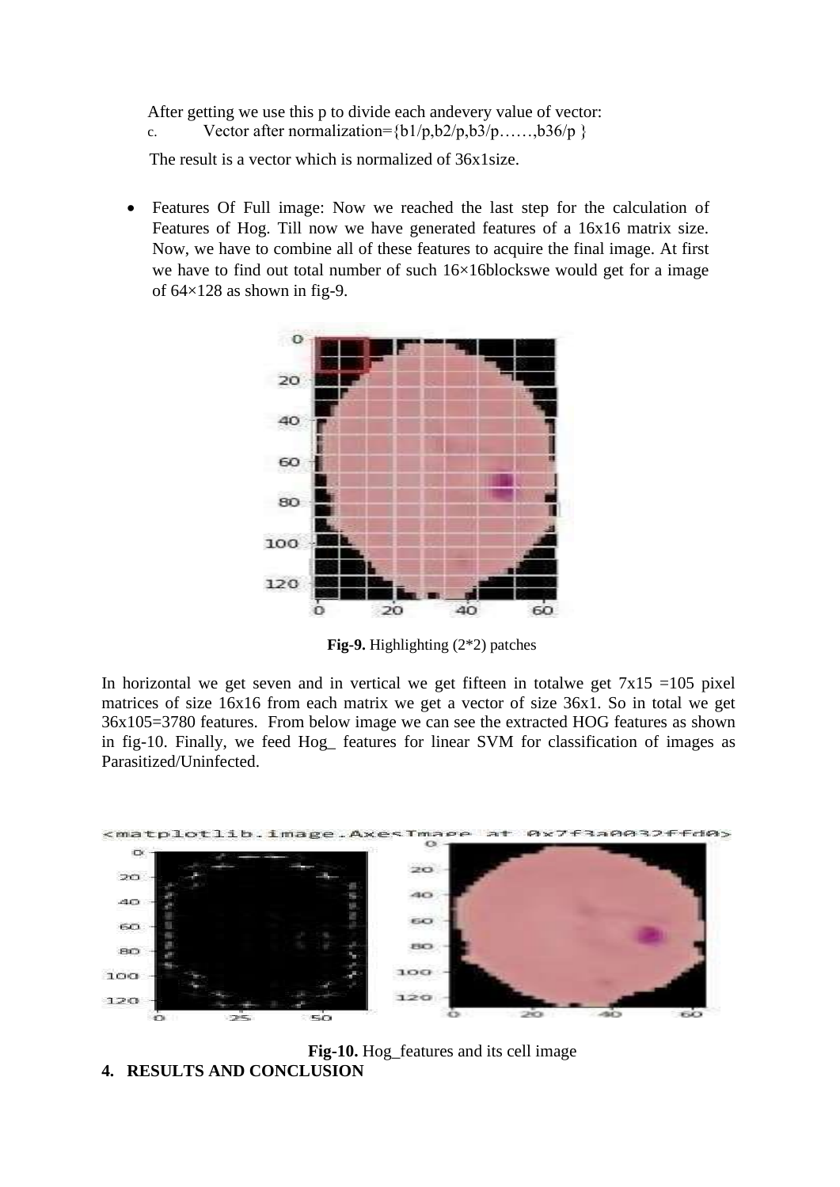After getting we use this p to divide each andevery value of vector:

c. Vector after normalization={b1/p,b2/p,b3/p……,b36/p }

The result is a vector which is normalized of 36x1size.

- Features Of Full image: Now we reached the last step for the calculation of Features of Hog. Till now we have generated features of a 16x16 matrix size. Now, we have to combine all of these features to acquire the final image. At first we have to find out total number of such 16×16blockswe would get for a image of 64×128 as shown in fig-9.

**Fig-9.** Highlighting (2*2) patches

In horizontal we get seven and in vertical we get fifteen in totalwe get 7x15 =105 pixel matrices of size 16x16 from each matrix we get a vector of size 36x1. So in total we get 36x105=3780 features. From below image we can see the extracted HOG features as shown in fig-10. Finally, we feed Hog_ features for linear SVM for classification of images as Parasitized/Uninfected.

**Fig-10.** Hog_features and its cell image

## 4. RESULTS AND CONCLUSION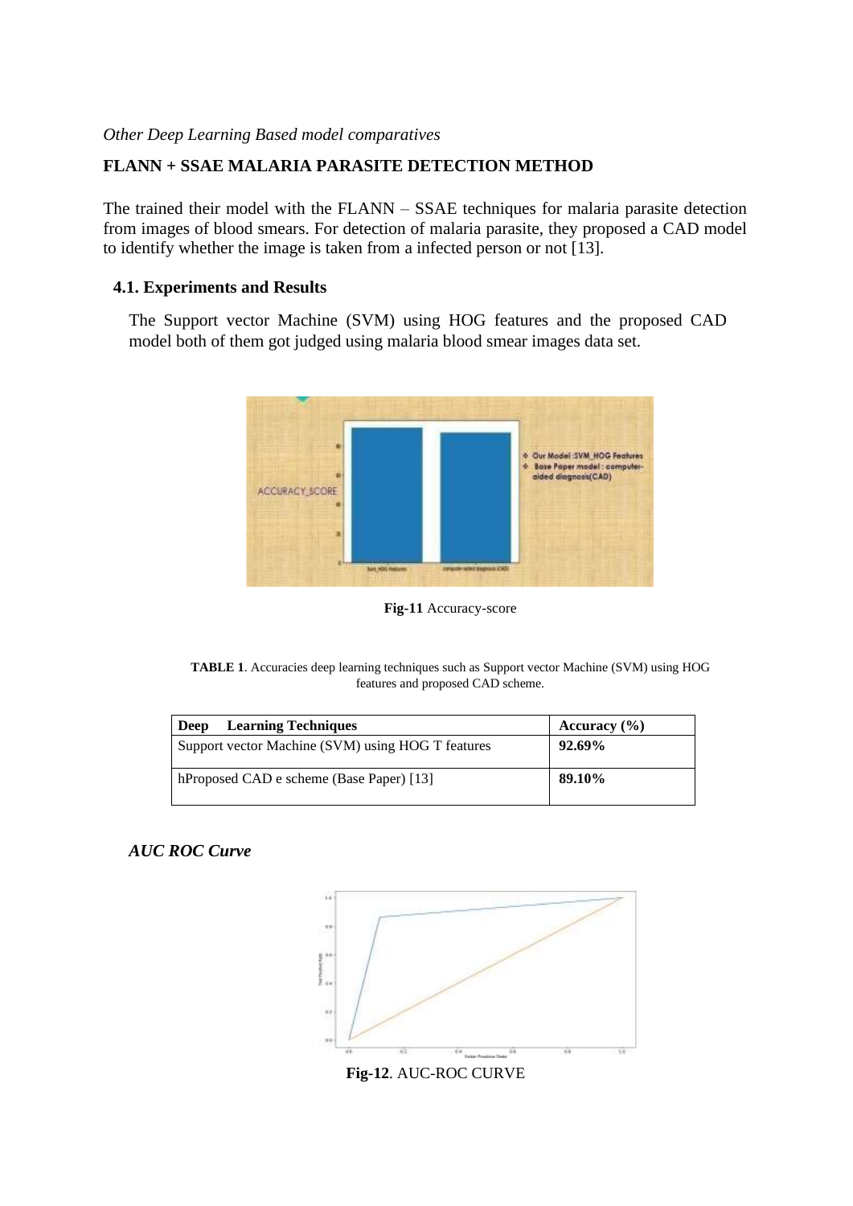*Other Deep Learning Based model comparatives*

**FLANN + SSAE MALARIA PARASITE DETECTION METHOD**

The trained their model with the FLANN – SSAE techniques for malaria parasite detection from images of blood smears. For detection of malaria parasite, they proposed a CAD model to identify whether the image is taken from a infected person or not [13].

### 4.1. Experiments and Results

The Support vector Machine (SVM) using HOG features and the proposed CAD model both of them got judged using malaria blood smear images data set.

**Fig-11** Accuracy-score

**TABLE 1**. Accuracies deep learning techniques such as Support vector Machine (SVM) using HOG features and proposed CAD scheme.

| Deep Learning Techniques | Accuracy (%) |
|---|---|
| Support vector Machine (SVM) using HOG T features | **92.69%** |
| hProposed CAD e scheme (Base Paper) [13] | **89.10%** |

***AUC ROC Curve***

**Fig-12**. AUC-ROC CURVE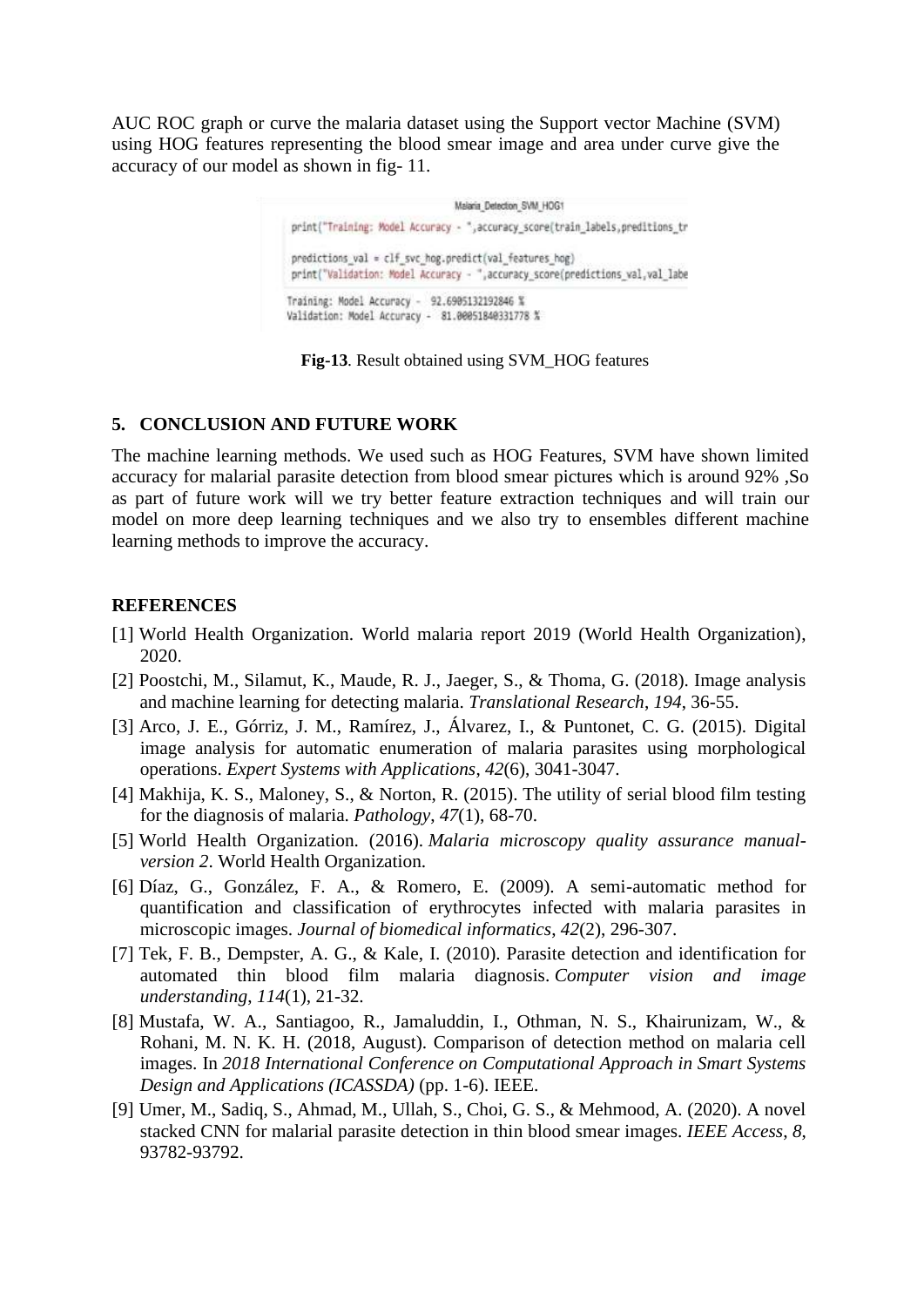AUC ROC graph or curve the malaria dataset using the Support vector Machine (SVM) using HOG features representing the blood smear image and area under curve give the accuracy of our model as shown in fig- 11.

```
Malaria_Detection_SVM_HOG1
print("Training: Model Accuracy - ",accuracy_score(train_labels,preditions_tr

predictions_val = clf_svc_hog.predict(val_features_hog)
print("Validation: Model Accuracy - ",accuracy_score(predictions_val,val_labe

Training: Model Accuracy -  92.6905132192846 %
Validation: Model Accuracy -  81.00051840331778 %
```

**Fig-13**. Result obtained using SVM_HOG features

## 5. CONCLUSION AND FUTURE WORK

The machine learning methods. We used such as HOG Features, SVM have shown limited accuracy for malarial parasite detection from blood smear pictures which is around 92% ,So as part of future work will we try better feature extraction techniques and will train our model on more deep learning techniques and we also try to ensembles different machine learning methods to improve the accuracy.

## REFERENCES

[1] World Health Organization. World malaria report 2019 (World Health Organization), 2020.

[2] Poostchi, M., Silamut, K., Maude, R. J., Jaeger, S., & Thoma, G. (2018). Image analysis and machine learning for detecting malaria. *Translational Research*, *194*, 36-55.

[3] Arco, J. E., Górriz, J. M., Ramírez, J., Álvarez, I., & Puntonet, C. G. (2015). Digital image analysis for automatic enumeration of malaria parasites using morphological operations. *Expert Systems with Applications*, *42*(6), 3041-3047.

[4] Makhija, K. S., Maloney, S., & Norton, R. (2015). The utility of serial blood film testing for the diagnosis of malaria. *Pathology*, *47*(1), 68-70.

[5] World Health Organization. (2016). *Malaria microscopy quality assurance manual-version 2*. World Health Organization.

[6] Díaz, G., González, F. A., & Romero, E. (2009). A semi-automatic method for quantification and classification of erythrocytes infected with malaria parasites in microscopic images. *Journal of biomedical informatics*, *42*(2), 296-307.

[7] Tek, F. B., Dempster, A. G., & Kale, I. (2010). Parasite detection and identification for automated thin blood film malaria diagnosis. *Computer vision and image understanding*, *114*(1), 21-32.

[8] Mustafa, W. A., Santiagoo, R., Jamaluddin, I., Othman, N. S., Khairunizam, W., & Rohani, M. N. K. H. (2018, August). Comparison of detection method on malaria cell images. In *2018 International Conference on Computational Approach in Smart Systems Design and Applications (ICASSDA)* (pp. 1-6). IEEE.

[9] Umer, M., Sadiq, S., Ahmad, M., Ullah, S., Choi, G. S., & Mehmood, A. (2020). A novel stacked CNN for malarial parasite detection in thin blood smear images. *IEEE Access*, *8*, 93782-93792.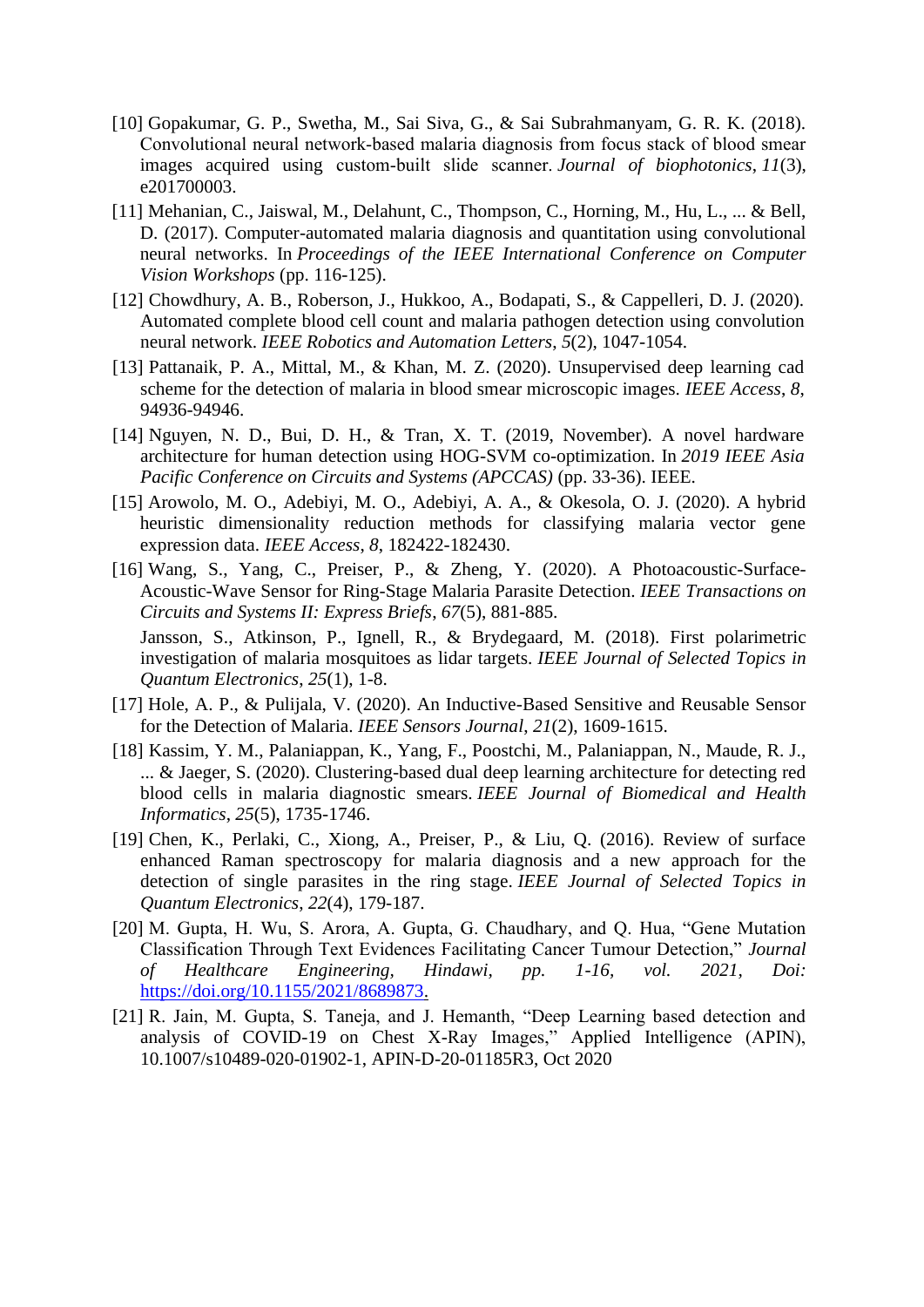[10] Gopakumar, G. P., Swetha, M., Sai Siva, G., & Sai Subrahmanyam, G. R. K. (2018). Convolutional neural network‐based malaria diagnosis from focus stack of blood smear images acquired using custom‐built slide scanner. *Journal of biophotonics*, *11*(3), e201700003.

[11] Mehanian, C., Jaiswal, M., Delahunt, C., Thompson, C., Horning, M., Hu, L., ... & Bell, D. (2017). Computer-automated malaria diagnosis and quantitation using convolutional neural networks. In *Proceedings of the IEEE International Conference on Computer Vision Workshops* (pp. 116-125).

[12] Chowdhury, A. B., Roberson, J., Hukkoo, A., Bodapati, S., & Cappelleri, D. J. (2020). Automated complete blood cell count and malaria pathogen detection using convolution neural network. *IEEE Robotics and Automation Letters*, *5*(2), 1047-1054.

[13] Pattanaik, P. A., Mittal, M., & Khan, M. Z. (2020). Unsupervised deep learning cad scheme for the detection of malaria in blood smear microscopic images. *IEEE Access*, *8*, 94936-94946.

[14] Nguyen, N. D., Bui, D. H., & Tran, X. T. (2019, November). A novel hardware architecture for human detection using HOG-SVM co-optimization. In *2019 IEEE Asia Pacific Conference on Circuits and Systems (APCCAS)* (pp. 33-36). IEEE.

[15] Arowolo, M. O., Adebiyi, M. O., Adebiyi, A. A., & Okesola, O. J. (2020). A hybrid heuristic dimensionality reduction methods for classifying malaria vector gene expression data. *IEEE Access*, *8*, 182422-182430.

[16] Wang, S., Yang, C., Preiser, P., & Zheng, Y. (2020). A Photoacoustic-Surface-Acoustic-Wave Sensor for Ring-Stage Malaria Parasite Detection. *IEEE Transactions on Circuits and Systems II: Express Briefs*, *67*(5), 881-885.

Jansson, S., Atkinson, P., Ignell, R., & Brydegaard, M. (2018). First polarimetric investigation of malaria mosquitoes as lidar targets. *IEEE Journal of Selected Topics in Quantum Electronics*, *25*(1), 1-8.

[17] Hole, A. P., & Pulijala, V. (2020). An Inductive-Based Sensitive and Reusable Sensor for the Detection of Malaria. *IEEE Sensors Journal*, *21*(2), 1609-1615.

[18] Kassim, Y. M., Palaniappan, K., Yang, F., Poostchi, M., Palaniappan, N., Maude, R. J., ... & Jaeger, S. (2020). Clustering-based dual deep learning architecture for detecting red blood cells in malaria diagnostic smears. *IEEE Journal of Biomedical and Health Informatics*, *25*(5), 1735-1746.

[19] Chen, K., Perlaki, C., Xiong, A., Preiser, P., & Liu, Q. (2016). Review of surface enhanced Raman spectroscopy for malaria diagnosis and a new approach for the detection of single parasites in the ring stage. *IEEE Journal of Selected Topics in Quantum Electronics*, *22*(4), 179-187.

[20] M. Gupta, H. Wu, S. Arora, A. Gupta, G. Chaudhary, and Q. Hua, "Gene Mutation Classification Through Text Evidences Facilitating Cancer Tumour Detection," *Journal of Healthcare Engineering, Hindawi, pp. 1-16, vol. 2021, Doi:* https://doi.org/10.1155/2021/8689873.

[21] R. Jain, M. Gupta, S. Taneja, and J. Hemanth, "Deep Learning based detection and analysis of COVID-19 on Chest X-Ray Images," Applied Intelligence (APIN), 10.1007/s10489-020-01902-1, APIN-D-20-01185R3, Oct 2020